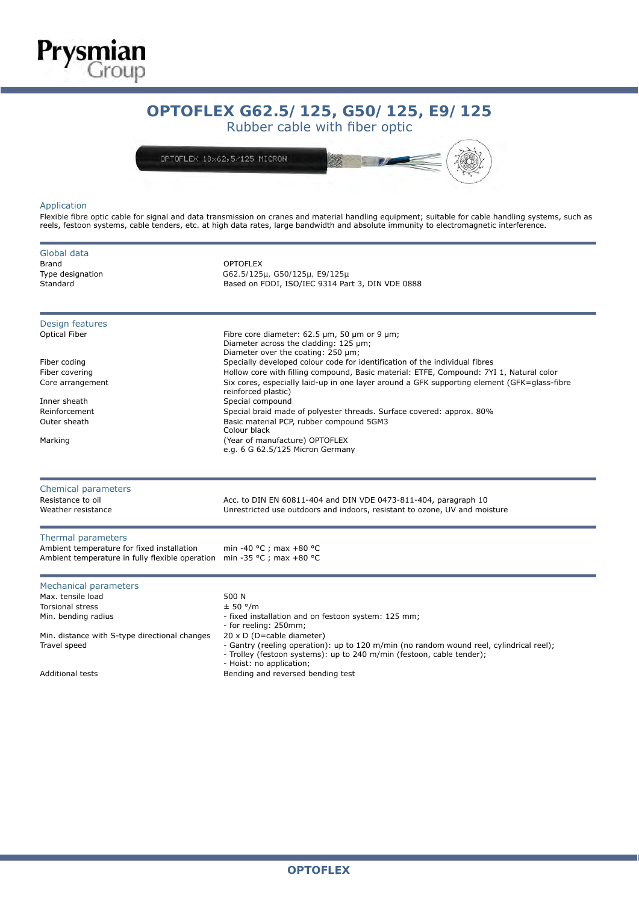# OPTOFLEX G62.5/ 125, G50/ 125, E9/ 125

## Rubber cable with fiber optic

### Application

Flexible fibre optic cable for signal and data transmission on cranes and material handling equipment; suitable for cable handling systems, such as reels, festoon systems, cable tenders, etc. at high data rates, large bandwidth and absolute immunity to electromagnetic interference.

### Global data

| | |
|---|---|
| Brand | OPTOFLEX |
| Type designation | G62.5/125µ, G50/125µ, E9/125µ |
| Standard | Based on FDDI, ISO/IEC 9314 Part 3, DIN VDE 0888 |

### Design features

| | |
|---|---|
| Optical Fiber | Fibre core diameter: 62.5 µm, 50 µm or 9 µm;<br>Diameter across the cladding: 125 µm;<br>Diameter over the coating: 250 µm; |
| Fiber coding | Specially developed colour code for identification of the individual fibres |
| Fiber covering | Hollow core with filling compound, Basic material: ETFE, Compound: 7YI 1, Natural color |
| Core arrangement | Six cores, especially laid-up in one layer around a GFK supporting element (GFK=glass-fibre reinforced plastic) |
| Inner sheath | Special compound |
| Reinforcement | Special braid made of polyester threads. Surface covered: approx. 80% |
| Outer sheath | Basic material PCP, rubber compound 5GM3<br>Colour black |
| Marking | (Year of manufacture) OPTOFLEX<br>e.g. 6 G 62.5/125 Micron Germany |

### Chemical parameters

| | |
|---|---|
| Resistance to oil | Acc. to DIN EN 60811-404 and DIN VDE 0473-811-404, paragraph 10 |
| Weather resistance | Unrestricted use outdoors and indoors, resistant to ozone, UV and moisture |

### Thermal parameters

| | |
|---|---|
| Ambient temperature for fixed installation | min -40 °C ; max +80 °C |
| Ambient temperature in fully flexible operation | min -35 °C ; max +80 °C |

### Mechanical parameters

| | |
|---|---|
| Max. tensile load | 500 N |
| Torsional stress | ± 50 °/m |
| Min. bending radius | - fixed installation and on festoon system: 125 mm;<br>- for reeling: 250mm; |
| Min. distance with S-type directional changes | 20 x D (D=cable diameter) |
| Travel speed | - Gantry (reeling operation): up to 120 m/min (no random wound reel, cylindrical reel);<br>- Trolley (festoon systems): up to 240 m/min (festoon, cable tender);<br>- Hoist: no application; |
| Additional tests | Bending and reversed bending test |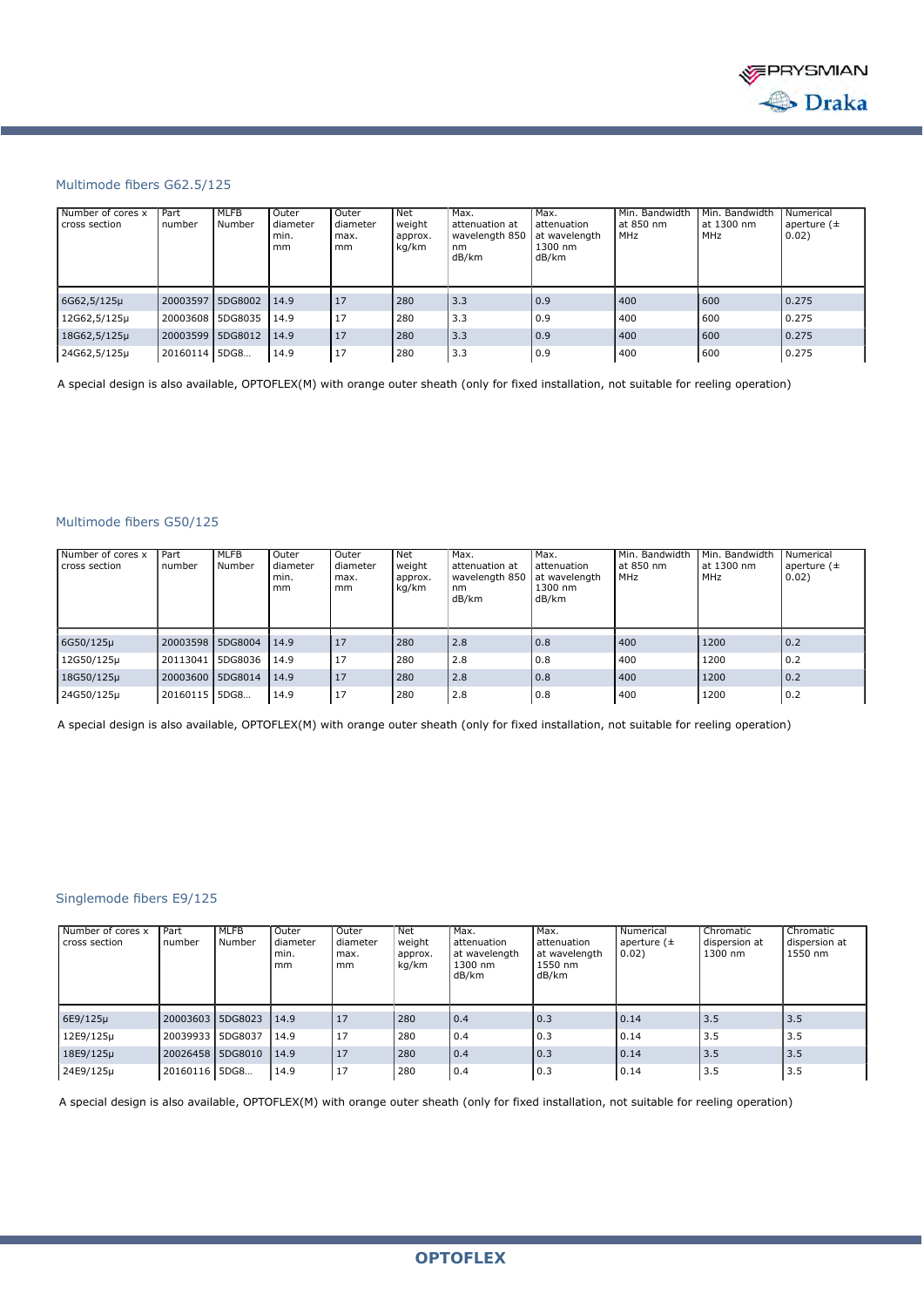## Multimode fibers G62.5/125

| Number of cores x cross section | Part number | MLFB Number | Outer diameter min. mm | Outer diameter max. mm | Net weight approx. kg/km | Max. attenuation at wavelength 850 nm dB/km | Max. attenuation at wavelength 1300 nm dB/km | Min. Bandwidth at 850 nm MHz | Min. Bandwidth at 1300 nm MHz | Numerical aperture (± 0.02) |
|---|---|---|---|---|---|---|---|---|---|---|
| 6G62,5/125µ | 20003597 | 5DG8002 | 14.9 | 17 | 280 | 3.3 | 0.9 | 400 | 600 | 0.275 |
| 12G62,5/125µ | 20003608 | 5DG8035 | 14.9 | 17 | 280 | 3.3 | 0.9 | 400 | 600 | 0.275 |
| 18G62,5/125µ | 20003599 | 5DG8012 | 14.9 | 17 | 280 | 3.3 | 0.9 | 400 | 600 | 0.275 |
| 24G62,5/125µ | 20160114 | 5DG8... | 14.9 | 17 | 280 | 3.3 | 0.9 | 400 | 600 | 0.275 |

A special design is also available, OPTOFLEX(M) with orange outer sheath (only for fixed installation, not suitable for reeling operation)

## Multimode fibers G50/125

| Number of cores x cross section | Part number | MLFB Number | Outer diameter min. mm | Outer diameter max. mm | Net weight approx. kg/km | Max. attenuation at wavelength 850 nm dB/km | Max. attenuation at wavelength 1300 nm dB/km | Min. Bandwidth at 850 nm MHz | Min. Bandwidth at 1300 nm MHz | Numerical aperture (± 0.02) |
|---|---|---|---|---|---|---|---|---|---|---|
| 6G50/125µ | 20003598 | 5DG8004 | 14.9 | 17 | 280 | 2.8 | 0.8 | 400 | 1200 | 0.2 |
| 12G50/125µ | 20113041 | 5DG8036 | 14.9 | 17 | 280 | 2.8 | 0.8 | 400 | 1200 | 0.2 |
| 18G50/125µ | 20003600 | 5DG8014 | 14.9 | 17 | 280 | 2.8 | 0.8 | 400 | 1200 | 0.2 |
| 24G50/125µ | 20160115 | 5DG8... | 14.9 | 17 | 280 | 2.8 | 0.8 | 400 | 1200 | 0.2 |

A special design is also available, OPTOFLEX(M) with orange outer sheath (only for fixed installation, not suitable for reeling operation)

## Singlemode fibers E9/125

| Number of cores x cross section | Part number | MLFB Number | Outer diameter min. mm | Outer diameter max. mm | Net weight approx. kg/km | Max. attenuation at wavelength 1300 nm dB/km | Max. attenuation at wavelength 1550 nm dB/km | Numerical aperture (± 0.02) | Chromatic dispersion at 1300 nm | Chromatic dispersion at 1550 nm |
|---|---|---|---|---|---|---|---|---|---|---|
| 6E9/125µ | 20003603 | 5DG8023 | 14.9 | 17 | 280 | 0.4 | 0.3 | 0.14 | 3.5 | 3.5 |
| 12E9/125µ | 20039933 | 5DG8037 | 14.9 | 17 | 280 | 0.4 | 0.3 | 0.14 | 3.5 | 3.5 |
| 18E9/125µ | 20026458 | 5DG8010 | 14.9 | 17 | 280 | 0.4 | 0.3 | 0.14 | 3.5 | 3.5 |
| 24E9/125µ | 20160116 | 5DG8... | 14.9 | 17 | 280 | 0.4 | 0.3 | 0.14 | 3.5 | 3.5 |

A special design is also available, OPTOFLEX(M) with orange outer sheath (only for fixed installation, not suitable for reeling operation)